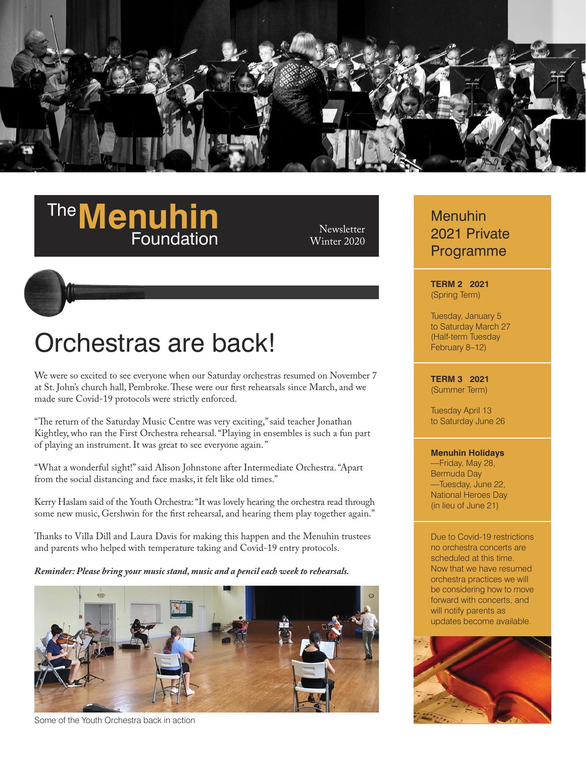# The Menuhin Foundation

Newsletter
Winter 2020

## Orchestras are back!

We were so excited to see everyone when our Saturday orchestras resumed on November 7 at St. John's church hall, Pembroke. These were our first rehearsals since March, and we made sure Covid-19 protocols were strictly enforced.

"The return of the Saturday Music Centre was very exciting," said teacher Jonathan Kightley, who ran the First Orchestra rehearsal. "Playing in ensembles is such a fun part of playing an instrument. It was great to see everyone again."

"What a wonderful sight!" said Alison Johnstone after Intermediate Orchestra. "Apart from the social distancing and face masks, it felt like old times."

Kerry Haslam said of the Youth Orchestra: "It was lovely hearing the orchestra read through some new music, Gershwin for the first rehearsal, and hearing them play together again."

Thanks to Villa Dill and Laura Davis for making this happen and the Menuhin trustees and parents who helped with temperature taking and Covid-19 entry protocols.

***Reminder: Please bring your music stand, music and a pencil each week to rehearsals.***

Some of the Youth Orchestra back in action

## Menuhin 2021 Private Programme

**TERM 2 2021**
(Spring Term)

Tuesday, January 5 to Saturday March 27 (Half-term Tuesday February 8–12)

**TERM 3 2021**
(Summer Term)

Tuesday April 13 to Saturday June 26

**Menuhin Holidays**
—Friday, May 28, Bermuda Day
—Tuesday, June 22, National Heroes Day (in lieu of June 21)

Due to Covid-19 restrictions no orchestra concerts are scheduled at this time. Now that we have resumed orchestra practices we will be considering how to move forward with concerts, and will notify parents as updates become available.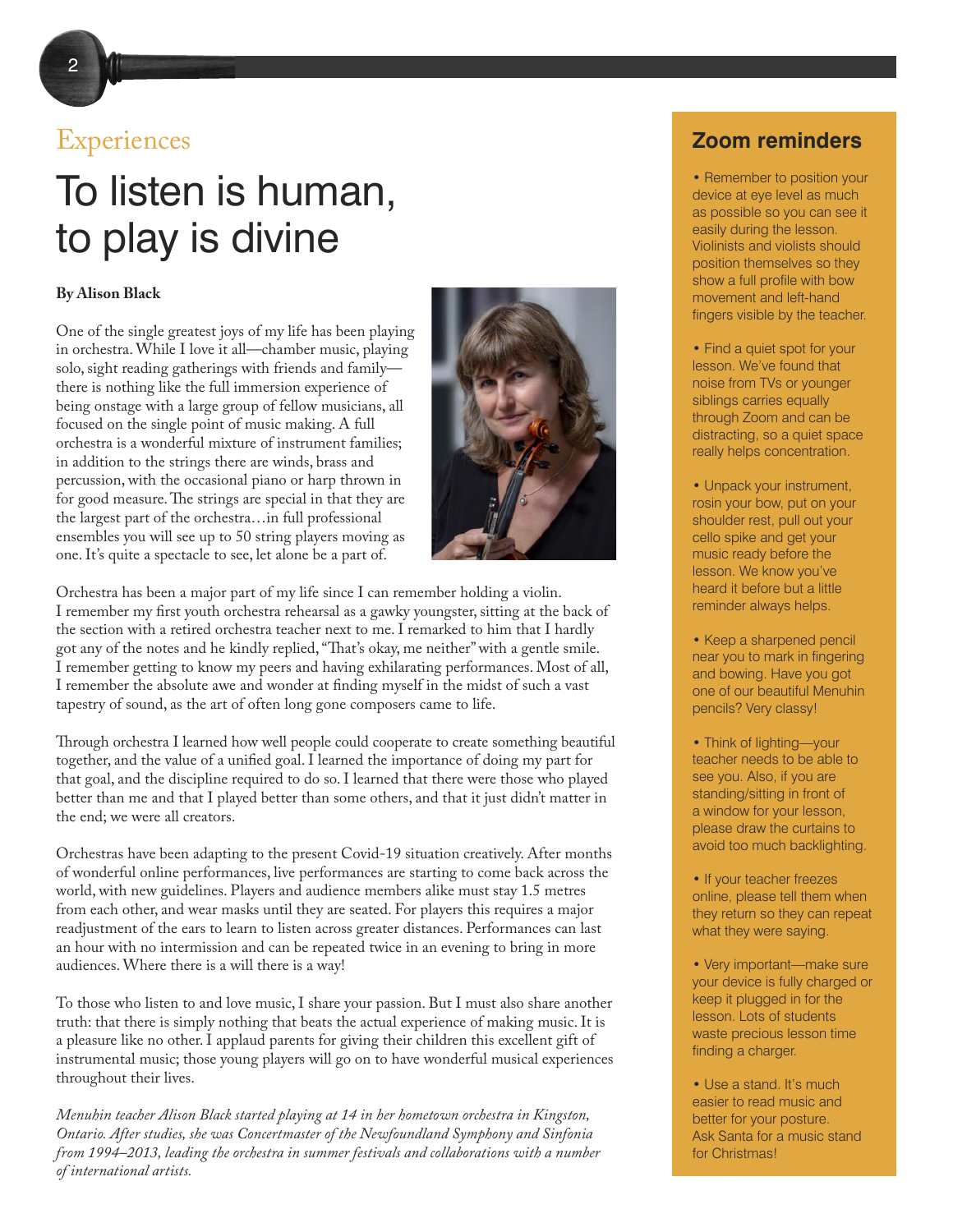Experiences

# To listen is human, to play is divine

**By Alison Black**

One of the single greatest joys of my life has been playing in orchestra. While I love it all—chamber music, playing solo, sight reading gatherings with friends and family—there is nothing like the full immersion experience of being onstage with a large group of fellow musicians, all focused on the single point of music making. A full orchestra is a wonderful mixture of instrument families; in addition to the strings there are winds, brass and percussion, with the occasional piano or harp thrown in for good measure. The strings are special in that they are the largest part of the orchestra…in full professional ensembles you will see up to 50 string players moving as one. It's quite a spectacle to see, let alone be a part of.

Orchestra has been a major part of my life since I can remember holding a violin. I remember my first youth orchestra rehearsal as a gawky youngster, sitting at the back of the section with a retired orchestra teacher next to me. I remarked to him that I hardly got any of the notes and he kindly replied, "That's okay, me neither" with a gentle smile. I remember getting to know my peers and having exhilarating performances. Most of all, I remember the absolute awe and wonder at finding myself in the midst of such a vast tapestry of sound, as the art of often long gone composers came to life.

Through orchestra I learned how well people could cooperate to create something beautiful together, and the value of a unified goal. I learned the importance of doing my part for that goal, and the discipline required to do so. I learned that there were those who played better than me and that I played better than some others, and that it just didn't matter in the end; we were all creators.

Orchestras have been adapting to the present Covid-19 situation creatively. After months of wonderful online performances, live performances are starting to come back across the world, with new guidelines. Players and audience members alike must stay 1.5 metres from each other, and wear masks until they are seated. For players this requires a major readjustment of the ears to learn to listen across greater distances. Performances can last an hour with no intermission and can be repeated twice in an evening to bring in more audiences. Where there is a will there is a way!

To those who listen to and love music, I share your passion. But I must also share another truth: that there is simply nothing that beats the actual experience of making music. It is a pleasure like no other. I applaud parents for giving their children this excellent gift of instrumental music; those young players will go on to have wonderful musical experiences throughout their lives.

*Menuhin teacher Alison Black started playing at 14 in her hometown orchestra in Kingston, Ontario. After studies, she was Concertmaster of the Newfoundland Symphony and Sinfonia from 1994–2013, leading the orchestra in summer festivals and collaborations with a number of international artists.*

## Zoom reminders

- Remember to position your device at eye level as much as possible so you can see it easily during the lesson. Violinists and violists should position themselves so they show a full profile with bow movement and left-hand fingers visible by the teacher.
- Find a quiet spot for your lesson. We've found that noise from TVs or younger siblings carries equally through Zoom and can be distracting, so a quiet space really helps concentration.
- Unpack your instrument, rosin your bow, put on your shoulder rest, pull out your cello spike and get your music ready before the lesson. We know you've heard it before but a little reminder always helps.
- Keep a sharpened pencil near you to mark in fingering and bowing. Have you got one of our beautiful Menuhin pencils? Very classy!
- Think of lighting—your teacher needs to be able to see you. Also, if you are standing/sitting in front of a window for your lesson, please draw the curtains to avoid too much backlighting.
- If your teacher freezes online, please tell them when they return so they can repeat what they were saying.
- Very important—make sure your device is fully charged or keep it plugged in for the lesson. Lots of students waste precious lesson time finding a charger.
- Use a stand. It's much easier to read music and better for your posture. Ask Santa for a music stand for Christmas!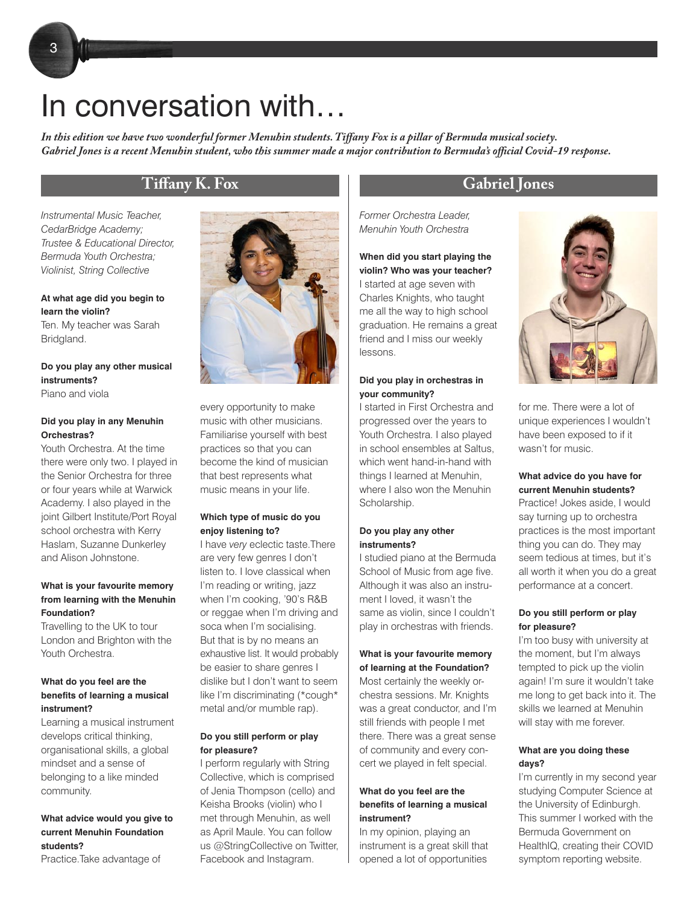# In conversation with…

*In this edition we have two wonderful former Menuhin students. Tiffany Fox is a pillar of Bermuda musical society. Gabriel Jones is a recent Menuhin student, who this summer made a major contribution to Bermuda's official Covid-19 response.*

## Tiffany K. Fox

*Instrumental Music Teacher, CedarBridge Academy; Trustee & Educational Director, Bermuda Youth Orchestra; Violinist, String Collective*

**At what age did you begin to learn the violin?**
Ten. My teacher was Sarah Bridgland.

**Do you play any other musical instruments?**
Piano and viola

**Did you play in any Menuhin Orchestras?**
Youth Orchestra. At the time there were only two. I played in the Senior Orchestra for three or four years while at Warwick Academy. I also played in the joint Gilbert Institute/Port Royal school orchestra with Kerry Haslam, Suzanne Dunkerley and Alison Johnstone.

**What is your favourite memory from learning with the Menuhin Foundation?**
Travelling to the UK to tour London and Brighton with the Youth Orchestra.

**What do you feel are the benefits of learning a musical instrument?**
Learning a musical instrument develops critical thinking, organisational skills, a global mindset and a sense of belonging to a like minded community.

**What advice would you give to current Menuhin Foundation students?**
Practice.Take advantage of every opportunity to make music with other musicians. Familiarise yourself with best practices so that you can become the kind of musician that best represents what music means in your life.

**Which type of music do you enjoy listening to?**
I have *very* eclectic taste.There are very few genres I don't listen to. I love classical when I'm reading or writing, jazz when I'm cooking, '90's R&B or reggae when I'm driving and soca when I'm socialising. But that is by no means an exhaustive list. It would probably be easier to share genres I dislike but I don't want to seem like I'm discriminating (*cough* metal and/or mumble rap).

**Do you still perform or play for pleasure?**
I perform regularly with String Collective, which is comprised of Jenia Thompson (cello) and Keisha Brooks (violin) who I met through Menuhin, as well as April Maule. You can follow us @StringCollective on Twitter, Facebook and Instagram.

## Gabriel Jones

*Former Orchestra Leader, Menuhin Youth Orchestra*

**When did you start playing the violin? Who was your teacher?**
I started at age seven with Charles Knights, who taught me all the way to high school graduation. He remains a great friend and I miss our weekly lessons.

**Did you play in orchestras in your community?**
I started in First Orchestra and progressed over the years to Youth Orchestra. I also played in school ensembles at Saltus, which went hand-in-hand with things I learned at Menuhin, where I also won the Menuhin Scholarship.

**Do you play any other instruments?**
I studied piano at the Bermuda School of Music from age five. Although it was also an instrument I loved, it wasn't the same as violin, since I couldn't play in orchestras with friends.

**What is your favourite memory of learning at the Foundation?**
Most certainly the weekly orchestra sessions. Mr. Knights was a great conductor, and I'm still friends with people I met there. There was a great sense of community and every concert we played in felt special.

**What do you feel are the benefits of learning a musical instrument?**
In my opinion, playing an instrument is a great skill that opened a lot of opportunities for me. There were a lot of unique experiences I wouldn't have been exposed to if it wasn't for music.

**What advice do you have for current Menuhin students?**
Practice! Jokes aside, I would say turning up to orchestra practices is the most important thing you can do. They may seem tedious at times, but it's all worth it when you do a great performance at a concert.

**Do you still perform or play for pleasure?**
I'm too busy with university at the moment, but I'm always tempted to pick up the violin again! I'm sure it wouldn't take me long to get back into it. The skills we learned at Menuhin will stay with me forever.

**What are you doing these days?**
I'm currently in my second year studying Computer Science at the University of Edinburgh. This summer I worked with the Bermuda Government on HealthIQ, creating their COVID symptom reporting website.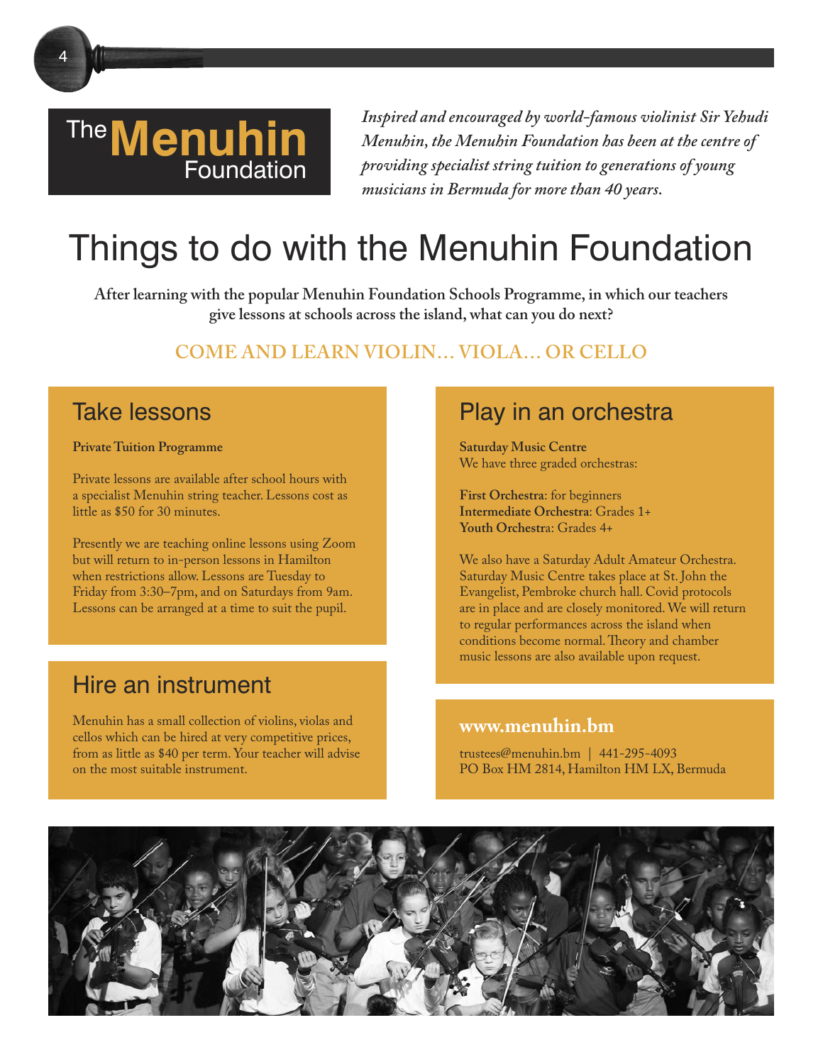**The Menuhin Foundation**

*Inspired and encouraged by world-famous violinist Sir Yehudi Menuhin, the Menuhin Foundation has been at the centre of providing specialist string tuition to generations of young musicians in Bermuda for more than 40 years.*

# Things to do with the Menuhin Foundation

**After learning with the popular Menuhin Foundation Schools Programme, in which our teachers give lessons at schools across the island, what can you do next?**

**COME AND LEARN VIOLIN… VIOLA… OR CELLO**

## Take lessons

**Private Tuition Programme**

Private lessons are available after school hours with a specialist Menuhin string teacher. Lessons cost as little as $50 for 30 minutes.

Presently we are teaching online lessons using Zoom but will return to in-person lessons in Hamilton when restrictions allow. Lessons are Tuesday to Friday from 3:30–7pm, and on Saturdays from 9am. Lessons can be arranged at a time to suit the pupil.

## Hire an instrument

Menuhin has a small collection of violins, violas and cellos which can be hired at very competitive prices, from as little as $40 per term. Your teacher will advise on the most suitable instrument.

## Play in an orchestra

**Saturday Music Centre**
We have three graded orchestras:

**First Orchestra**: for beginners
**Intermediate Orchestra**: Grades 1+
**Youth Orchestra**: Grades 4+

We also have a Saturday Adult Amateur Orchestra. Saturday Music Centre takes place at St. John the Evangelist, Pembroke church hall. Covid protocols are in place and are closely monitored. We will return to regular performances across the island when conditions become normal. Theory and chamber music lessons are also available upon request.

**www.menuhin.bm**

trustees@menuhin.bm | 441-295-4093
PO Box HM 2814, Hamilton HM LX, Bermuda